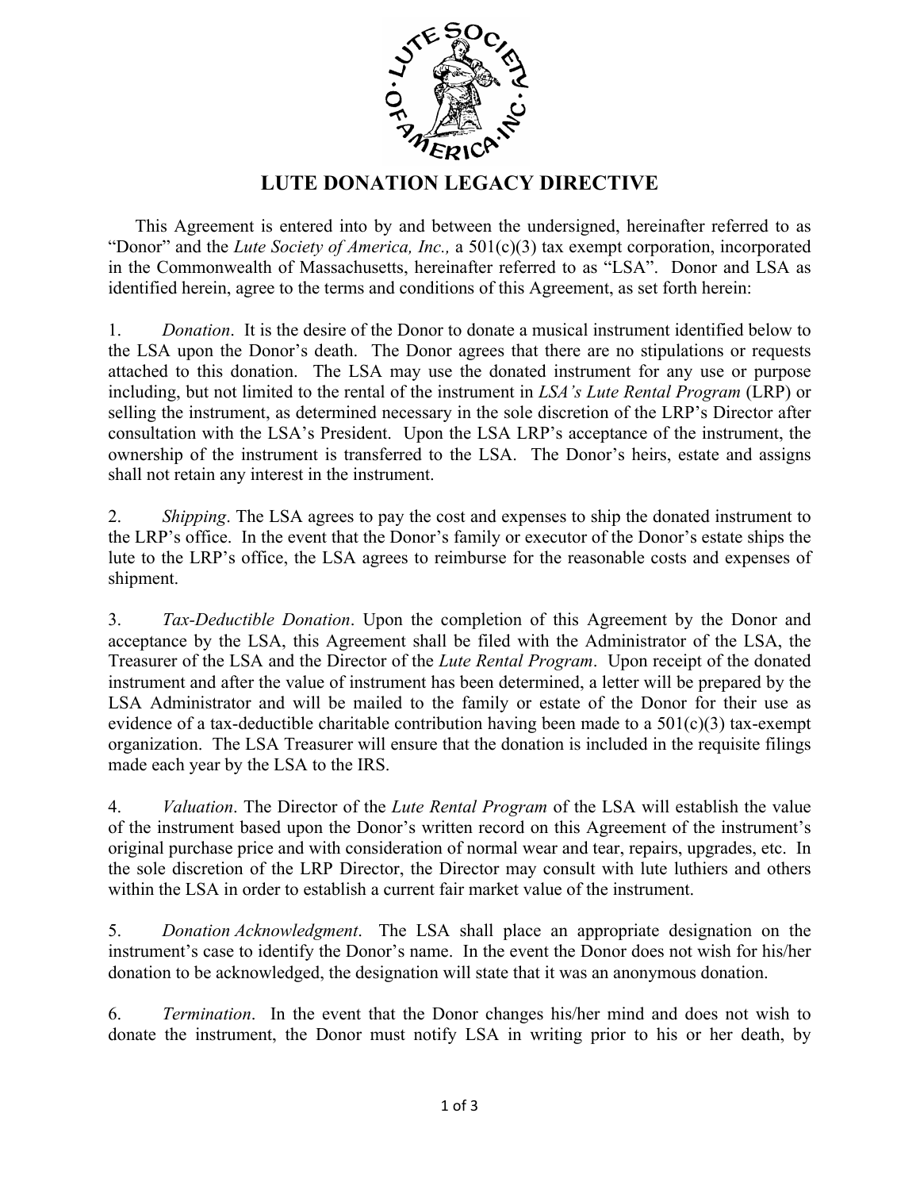# LUTE DONATION LEGACY DIRECTIVE

This Agreement is entered into by and between the undersigned, hereinafter referred to as "Donor" and the *Lute Society of America, Inc.,* a 501(c)(3) tax exempt corporation, incorporated in the Commonwealth of Massachusetts, hereinafter referred to as "LSA". Donor and LSA as identified herein, agree to the terms and conditions of this Agreement, as set forth herein:

1. *Donation*. It is the desire of the Donor to donate a musical instrument identified below to the LSA upon the Donor's death. The Donor agrees that there are no stipulations or requests attached to this donation. The LSA may use the donated instrument for any use or purpose including, but not limited to the rental of the instrument in *LSA's Lute Rental Program* (LRP) or selling the instrument, as determined necessary in the sole discretion of the LRP's Director after consultation with the LSA's President. Upon the LSA LRP's acceptance of the instrument, the ownership of the instrument is transferred to the LSA. The Donor's heirs, estate and assigns shall not retain any interest in the instrument.

2. *Shipping*. The LSA agrees to pay the cost and expenses to ship the donated instrument to the LRP's office. In the event that the Donor's family or executor of the Donor's estate ships the lute to the LRP's office, the LSA agrees to reimburse for the reasonable costs and expenses of shipment.

3. *Tax-Deductible Donation*. Upon the completion of this Agreement by the Donor and acceptance by the LSA, this Agreement shall be filed with the Administrator of the LSA, the Treasurer of the LSA and the Director of the *Lute Rental Program*. Upon receipt of the donated instrument and after the value of instrument has been determined, a letter will be prepared by the LSA Administrator and will be mailed to the family or estate of the Donor for their use as evidence of a tax-deductible charitable contribution having been made to a 501(c)(3) tax-exempt organization. The LSA Treasurer will ensure that the donation is included in the requisite filings made each year by the LSA to the IRS.

4. *Valuation*. The Director of the *Lute Rental Program* of the LSA will establish the value of the instrument based upon the Donor's written record on this Agreement of the instrument's original purchase price and with consideration of normal wear and tear, repairs, upgrades, etc. In the sole discretion of the LRP Director, the Director may consult with lute luthiers and others within the LSA in order to establish a current fair market value of the instrument.

5. *Donation Acknowledgment*. The LSA shall place an appropriate designation on the instrument's case to identify the Donor's name. In the event the Donor does not wish for his/her donation to be acknowledged, the designation will state that it was an anonymous donation.

6. *Termination*. In the event that the Donor changes his/her mind and does not wish to donate the instrument, the Donor must notify LSA in writing prior to his or her death, by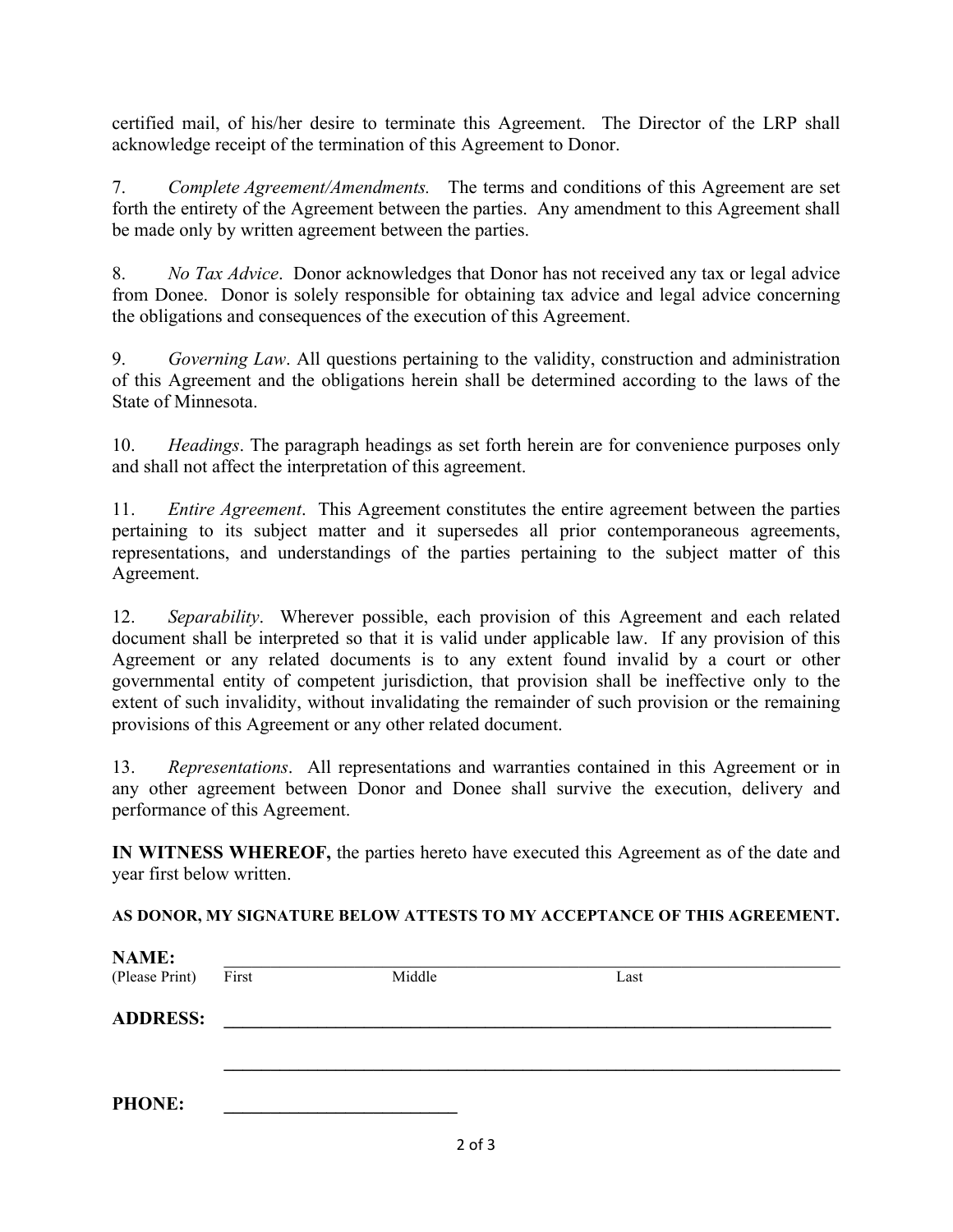certified mail, of his/her desire to terminate this Agreement. The Director of the LRP shall acknowledge receipt of the termination of this Agreement to Donor.

7. *Complete Agreement/Amendments.* The terms and conditions of this Agreement are set forth the entirety of the Agreement between the parties. Any amendment to this Agreement shall be made only by written agreement between the parties.

8. *No Tax Advice*. Donor acknowledges that Donor has not received any tax or legal advice from Donee. Donor is solely responsible for obtaining tax advice and legal advice concerning the obligations and consequences of the execution of this Agreement.

9. *Governing Law*. All questions pertaining to the validity, construction and administration of this Agreement and the obligations herein shall be determined according to the laws of the State of Minnesota.

10. *Headings*. The paragraph headings as set forth herein are for convenience purposes only and shall not affect the interpretation of this agreement.

11. *Entire Agreement*. This Agreement constitutes the entire agreement between the parties pertaining to its subject matter and it supersedes all prior contemporaneous agreements, representations, and understandings of the parties pertaining to the subject matter of this Agreement.

12. *Separability*. Wherever possible, each provision of this Agreement and each related document shall be interpreted so that it is valid under applicable law. If any provision of this Agreement or any related documents is to any extent found invalid by a court or other governmental entity of competent jurisdiction, that provision shall be ineffective only to the extent of such invalidity, without invalidating the remainder of such provision or the remaining provisions of this Agreement or any other related document.

13. *Representations*. All representations and warranties contained in this Agreement or in any other agreement between Donor and Donee shall survive the execution, delivery and performance of this Agreement.

**IN WITNESS WHEREOF,** the parties hereto have executed this Agreement as of the date and year first below written.

**AS DONOR, MY SIGNATURE BELOW ATTESTS TO MY ACCEPTANCE OF THIS AGREEMENT.**

**NAME:** ______________________________________________
(Please Print) First Middle Last

**ADDRESS:** ______________________________________________

______________________________________________

**PHONE:** ________________________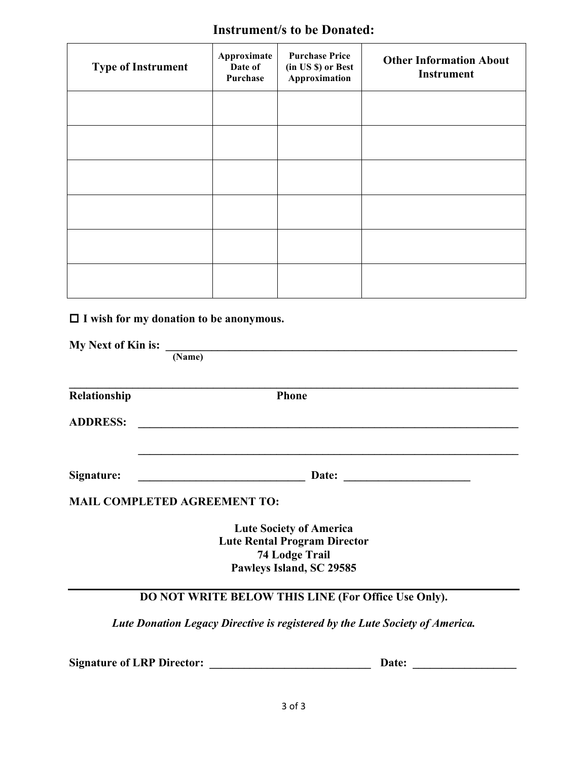## Instrument/s to be Donated:

| Type of Instrument | Approximate Date of Purchase | Purchase Price (in US $) or Best Approximation | Other Information About Instrument |
|---|---|---|---|
| | | | |
| | | | |
| | | | |
| | | | |
| | | | |
| | | | |

☐ **I wish for my donation to be anonymous.**

**My Next of Kin is:** ______________________________________________________________
**(Name)**

_____________________________________________________________________________
**Relationship** **Phone**

**ADDRESS:** ______________________________________________________________

______________________________________________________________

**Signature:** ______________________________ **Date:** ______________________

**MAIL COMPLETED AGREEMENT TO:**

**Lute Society of America**
**Lute Rental Program Director**
**74 Lodge Trail**
**Pawleys Island, SC 29585**

---

**DO NOT WRITE BELOW THIS LINE (For Office Use Only).**

***Lute Donation Legacy Directive is registered by the Lute Society of America.***

**Signature of LRP Director:** ______________________________ **Date:** __________________